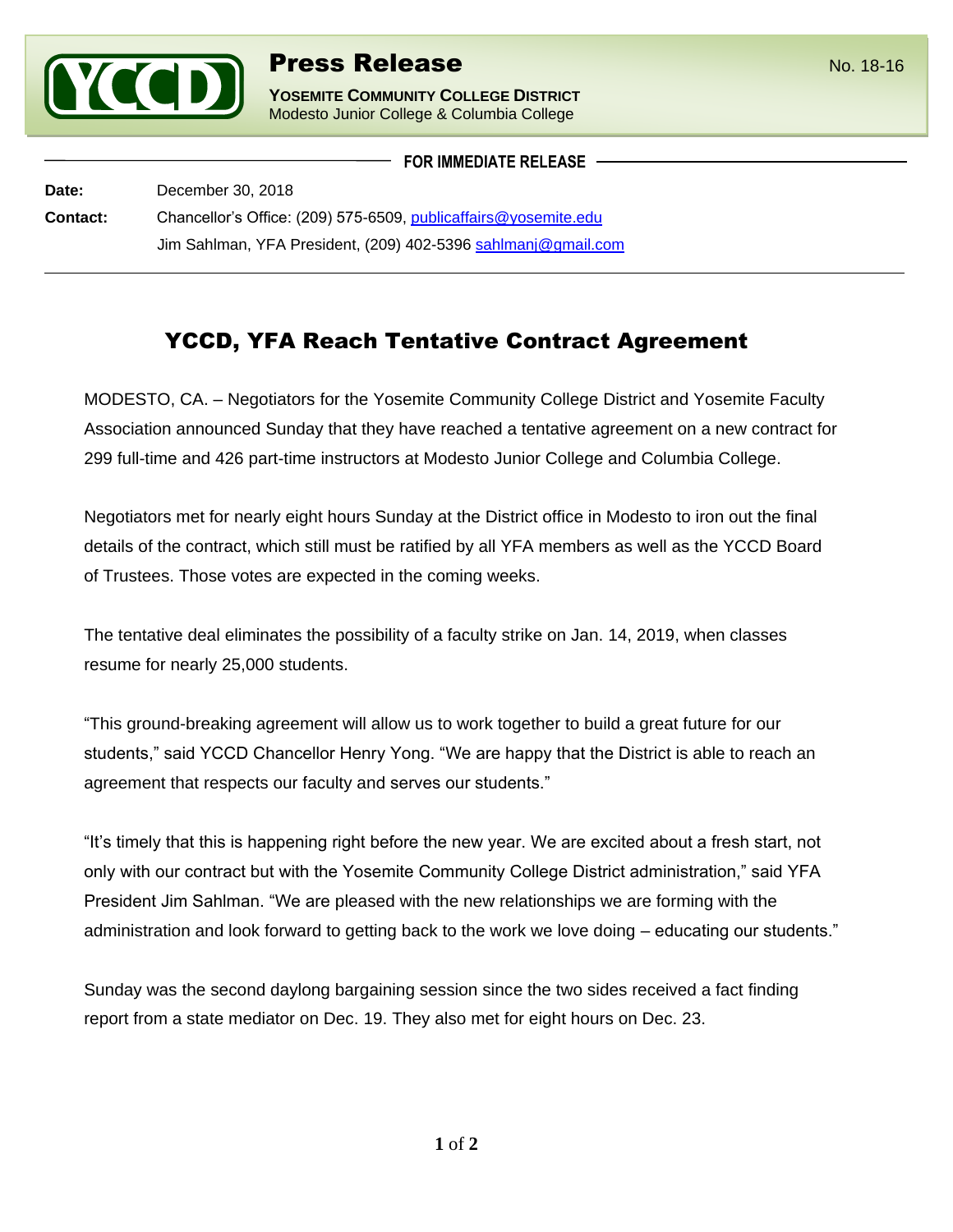# Press Release

No. 18-16

**YOSEMITE COMMUNITY COLLEGE DISTRICT**
Modesto Junior College & Columbia College

**FOR IMMEDIATE RELEASE**

**Date:** December 30, 2018

**Contact:** Chancellor's Office: (209) 575-6509, publicaffairs@yosemite.edu
Jim Sahlman, YFA President, (209) 402-5396 sahlmanj@gmail.com

## YCCD, YFA Reach Tentative Contract Agreement

MODESTO, CA. – Negotiators for the Yosemite Community College District and Yosemite Faculty Association announced Sunday that they have reached a tentative agreement on a new contract for 299 full-time and 426 part-time instructors at Modesto Junior College and Columbia College.

Negotiators met for nearly eight hours Sunday at the District office in Modesto to iron out the final details of the contract, which still must be ratified by all YFA members as well as the YCCD Board of Trustees. Those votes are expected in the coming weeks.

The tentative deal eliminates the possibility of a faculty strike on Jan. 14, 2019, when classes resume for nearly 25,000 students.

"This ground-breaking agreement will allow us to work together to build a great future for our students," said YCCD Chancellor Henry Yong. "We are happy that the District is able to reach an agreement that respects our faculty and serves our students."

"It's timely that this is happening right before the new year. We are excited about a fresh start, not only with our contract but with the Yosemite Community College District administration," said YFA President Jim Sahlman. "We are pleased with the new relationships we are forming with the administration and look forward to getting back to the work we love doing – educating our students."

Sunday was the second daylong bargaining session since the two sides received a fact finding report from a state mediator on Dec. 19. They also met for eight hours on Dec. 23.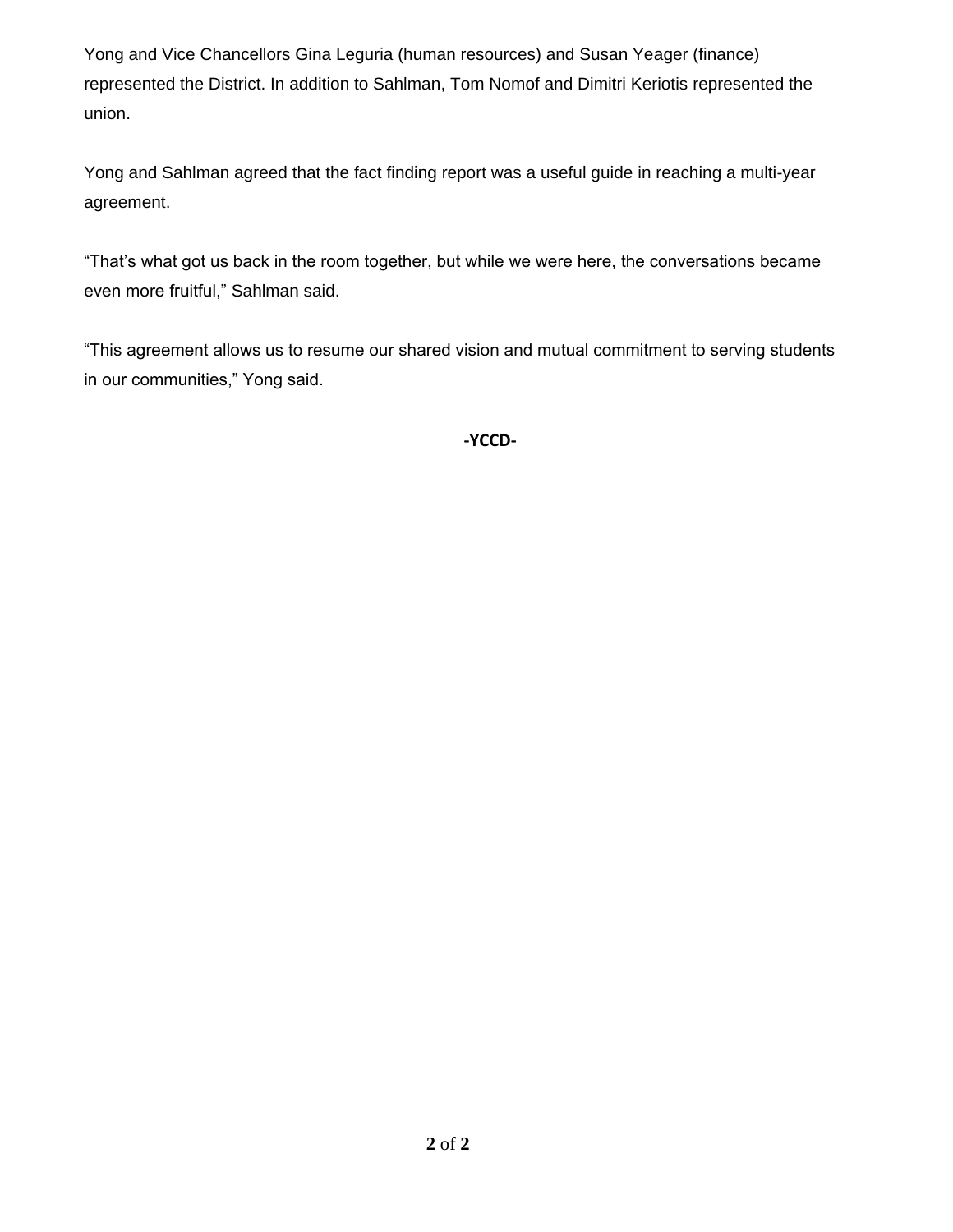Yong and Vice Chancellors Gina Leguria (human resources) and Susan Yeager (finance) represented the District. In addition to Sahlman, Tom Nomof and Dimitri Keriotis represented the union.

Yong and Sahlman agreed that the fact finding report was a useful guide in reaching a multi-year agreement.

“That’s what got us back in the room together, but while we were here, the conversations became even more fruitful,” Sahlman said.

“This agreement allows us to resume our shared vision and mutual commitment to serving students in our communities,” Yong said.

**-YCCD-**